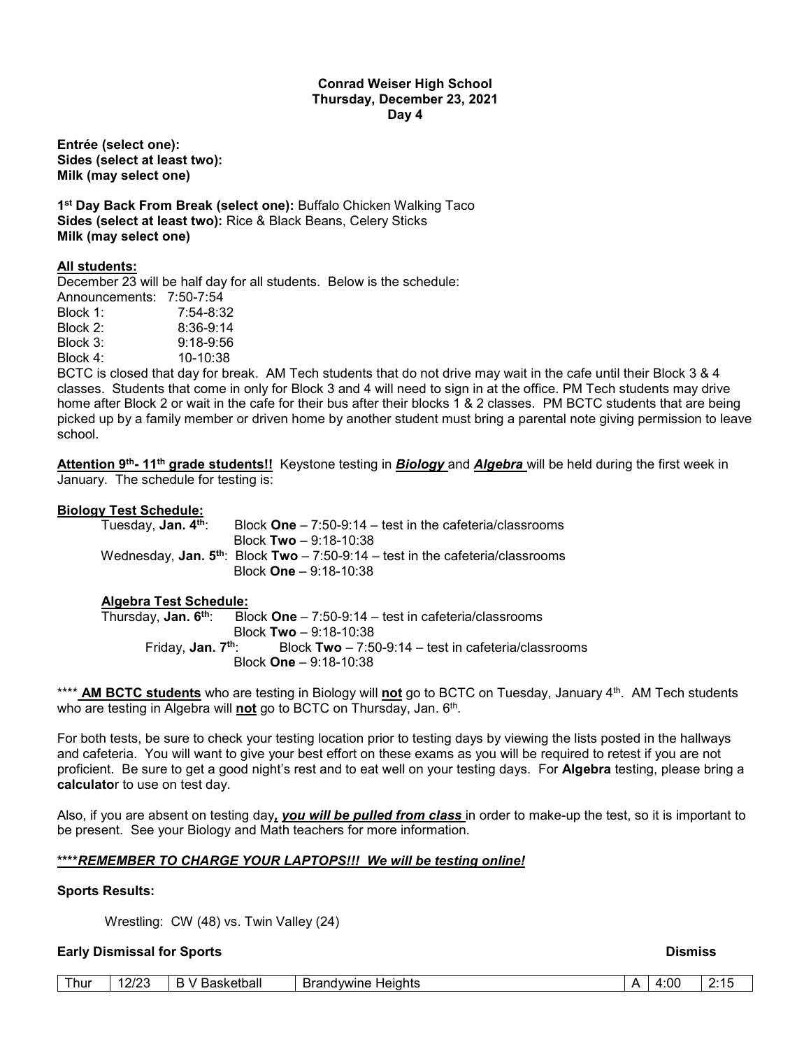**Conrad Weiser High School**
**Thursday, December 23, 2021**
**Day 4**

**Entrée (select one):**
**Sides (select at least two):**
**Milk (may select one)**

**1st Day Back From Break (select one):** Buffalo Chicken Walking Taco
**Sides (select at least two):** Rice & Black Beans, Celery Sticks
**Milk (may select one)**

**All students:**

December 23 will be half day for all students. Below is the schedule:

Announcements: 7:50-7:54
Block 1: 7:54-8:32
Block 2: 8:36-9:14
Block 3: 9:18-9:56
Block 4: 10-10:38

BCTC is closed that day for break. AM Tech students that do not drive may wait in the cafe until their Block 3 & 4 classes. Students that come in only for Block 3 and 4 will need to sign in at the office. PM Tech students may drive home after Block 2 or wait in the cafe for their bus after their blocks 1 & 2 classes. PM BCTC students that are being picked up by a family member or driven home by another student must bring a parental note giving permission to leave school.

**Attention 9th- 11th grade students!!** Keystone testing in ***Biology*** and ***Algebra*** will be held during the first week in January. The schedule for testing is:

**Biology Test Schedule:**

Tuesday, **Jan. 4th**: Block **One** – 7:50-9:14 – test in the cafeteria/classrooms
Block **Two** – 9:18-10:38

Wednesday, **Jan. 5th**: Block **Two** – 7:50-9:14 – test in the cafeteria/classrooms
Block **One** – 9:18-10:38

**Algebra Test Schedule:**

Thursday, **Jan. 6th**: Block **One** – 7:50-9:14 – test in cafeteria/classrooms
Block **Two** – 9:18-10:38

Friday, **Jan. 7th**: Block **Two** – 7:50-9:14 – test in cafeteria/classrooms
Block **One** – 9:18-10:38

**** **AM BCTC students** who are testing in Biology will **not** go to BCTC on Tuesday, January 4th. AM Tech students who are testing in Algebra will **not** go to BCTC on Thursday, Jan. 6th.

For both tests, be sure to check your testing location prior to testing days by viewing the lists posted in the hallways and cafeteria. You will want to give your best effort on these exams as you will be required to retest if you are not proficient. Be sure to get a good night's rest and to eat well on your testing days. For **Algebra** testing, please bring a **calculato**r to use on test day.

Also, if you are absent on testing day***, you will be pulled from class*** in order to make-up the test, so it is important to be present. See your Biology and Math teachers for more information.

***\*\*\*\*REMEMBER TO CHARGE YOUR LAPTOPS!!! We will be testing online!***

**Sports Results:**

Wrestling: CW (48) vs. Twin Valley (24)

**Early Dismissal for Sports** **Dismiss**

| | | | | | | Dismiss |
|---|---|---|---|---|---|---|
| Thur | 12/23 | B V Basketball | Brandywine Heights | A | 4:00 | 2:15 |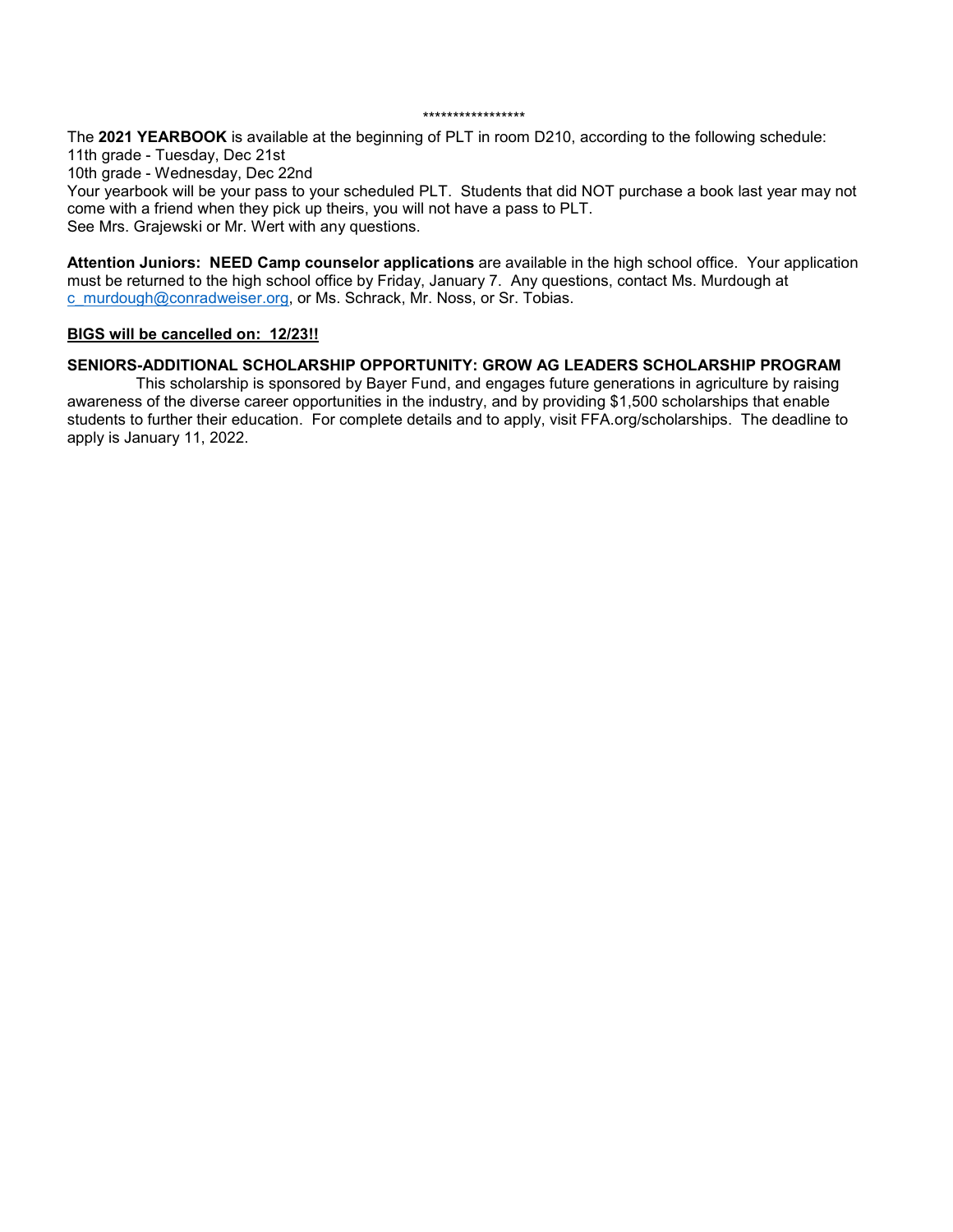\*\*\*\*\*\*\*\*\*\*\*\*\*\*\*\*\*

The **2021 YEARBOOK** is available at the beginning of PLT in room D210, according to the following schedule:
11th grade - Tuesday, Dec 21st
10th grade - Wednesday, Dec 22nd
Your yearbook will be your pass to your scheduled PLT. Students that did NOT purchase a book last year may not come with a friend when they pick up theirs, you will not have a pass to PLT.
See Mrs. Grajewski or Mr. Wert with any questions.

**Attention Juniors: NEED Camp counselor applications** are available in the high school office. Your application must be returned to the high school office by Friday, January 7. Any questions, contact Ms. Murdough at c_murdough@conradweiser.org, or Ms. Schrack, Mr. Noss, or Sr. Tobias.

**<u>BIGS will be cancelled on: 12/23!!</u>**

**SENIORS-ADDITIONAL SCHOLARSHIP OPPORTUNITY: GROW AG LEADERS SCHOLARSHIP PROGRAM**

This scholarship is sponsored by Bayer Fund, and engages future generations in agriculture by raising awareness of the diverse career opportunities in the industry, and by providing $1,500 scholarships that enable students to further their education. For complete details and to apply, visit FFA.org/scholarships. The deadline to apply is January 11, 2022.